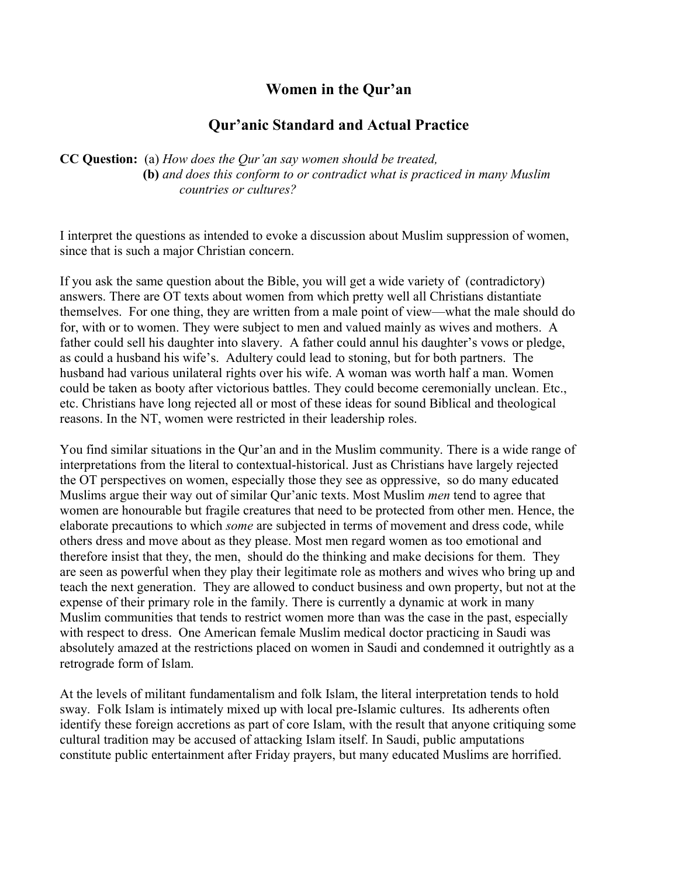# Women in the Qur'an

## Qur'anic Standard and Actual Practice

**CC Question:** (a) *How does the Qur'an say women should be treated,*
**(b)** *and does this conform to or contradict what is practiced in many Muslim countries or cultures?*

I interpret the questions as intended to evoke a discussion about Muslim suppression of women, since that is such a major Christian concern.

If you ask the same question about the Bible, you will get a wide variety of (contradictory) answers. There are OT texts about women from which pretty well all Christians distantiate themselves. For one thing, they are written from a male point of view—what the male should do for, with or to women. They were subject to men and valued mainly as wives and mothers. A father could sell his daughter into slavery. A father could annul his daughter's vows or pledge, as could a husband his wife's. Adultery could lead to stoning, but for both partners. The husband had various unilateral rights over his wife. A woman was worth half a man. Women could be taken as booty after victorious battles. They could become ceremonially unclean. Etc., etc. Christians have long rejected all or most of these ideas for sound Biblical and theological reasons. In the NT, women were restricted in their leadership roles.

You find similar situations in the Qur'an and in the Muslim community. There is a wide range of interpretations from the literal to contextual-historical. Just as Christians have largely rejected the OT perspectives on women, especially those they see as oppressive, so do many educated Muslims argue their way out of similar Qur'anic texts. Most Muslim *men* tend to agree that women are honourable but fragile creatures that need to be protected from other men. Hence, the elaborate precautions to which *some* are subjected in terms of movement and dress code, while others dress and move about as they please. Most men regard women as too emotional and therefore insist that they, the men, should do the thinking and make decisions for them. They are seen as powerful when they play their legitimate role as mothers and wives who bring up and teach the next generation. They are allowed to conduct business and own property, but not at the expense of their primary role in the family. There is currently a dynamic at work in many Muslim communities that tends to restrict women more than was the case in the past, especially with respect to dress. One American female Muslim medical doctor practicing in Saudi was absolutely amazed at the restrictions placed on women in Saudi and condemned it outrightly as a retrograde form of Islam.

At the levels of militant fundamentalism and folk Islam, the literal interpretation tends to hold sway. Folk Islam is intimately mixed up with local pre-Islamic cultures. Its adherents often identify these foreign accretions as part of core Islam, with the result that anyone critiquing some cultural tradition may be accused of attacking Islam itself. In Saudi, public amputations constitute public entertainment after Friday prayers, but many educated Muslims are horrified.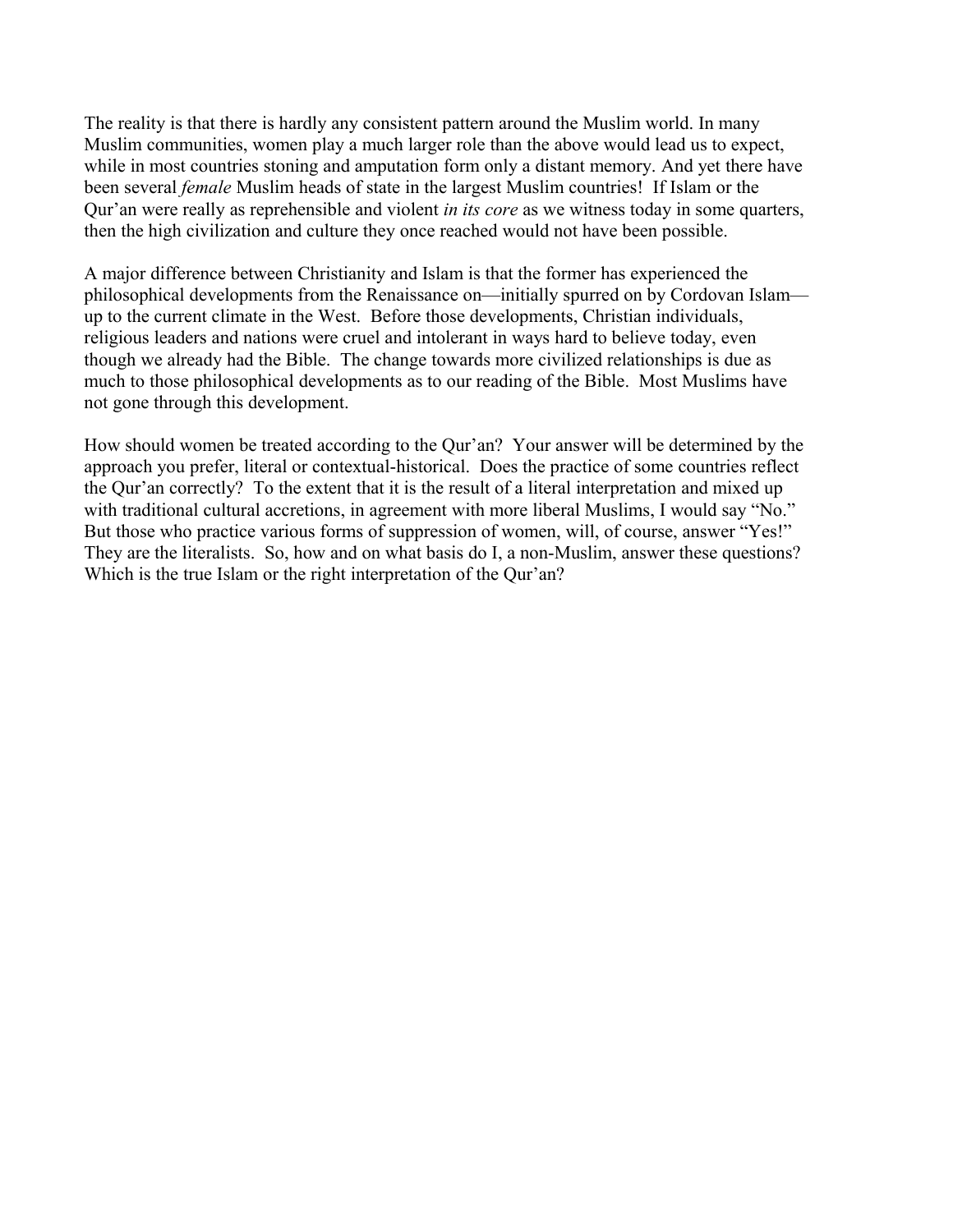The reality is that there is hardly any consistent pattern around the Muslim world. In many Muslim communities, women play a much larger role than the above would lead us to expect, while in most countries stoning and amputation form only a distant memory. And yet there have been several *female* Muslim heads of state in the largest Muslim countries! If Islam or the Qur'an were really as reprehensible and violent *in its core* as we witness today in some quarters, then the high civilization and culture they once reached would not have been possible.

A major difference between Christianity and Islam is that the former has experienced the philosophical developments from the Renaissance on—initially spurred on by Cordovan Islam—up to the current climate in the West. Before those developments, Christian individuals, religious leaders and nations were cruel and intolerant in ways hard to believe today, even though we already had the Bible. The change towards more civilized relationships is due as much to those philosophical developments as to our reading of the Bible. Most Muslims have not gone through this development.

How should women be treated according to the Qur'an? Your answer will be determined by the approach you prefer, literal or contextual-historical. Does the practice of some countries reflect the Qur'an correctly? To the extent that it is the result of a literal interpretation and mixed up with traditional cultural accretions, in agreement with more liberal Muslims, I would say "No." But those who practice various forms of suppression of women, will, of course, answer "Yes!" They are the literalists. So, how and on what basis do I, a non-Muslim, answer these questions? Which is the true Islam or the right interpretation of the Qur'an?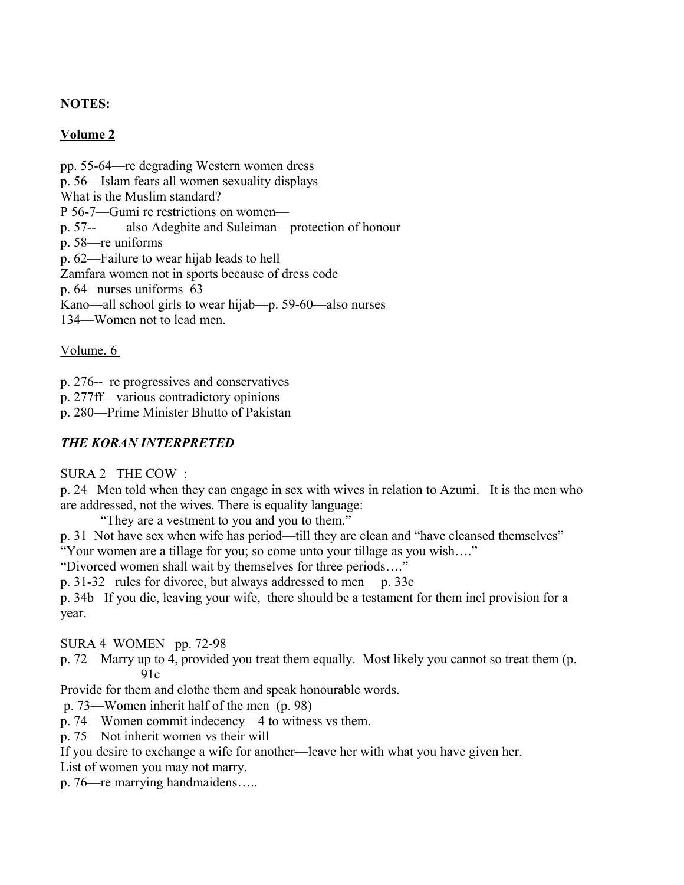**NOTES:**

**<u>Volume 2</u>**

pp. 55-64—re degrading Western women dress
p. 56—Islam fears all women sexuality displays
What is the Muslim standard?
P 56-7—Gumi re restrictions on women—
p. 57-- also Adegbite and Suleiman—protection of honour
p. 58—re uniforms
p. 62—Failure to wear hijab leads to hell
Zamfara women not in sports because of dress code
p. 64 nurses uniforms 63
Kano—all school girls to wear hijab—p. 59-60—also nurses
134—Women not to lead men.

<u>Volume. 6</u>

p. 276-- re progressives and conservatives
p. 277ff—various contradictory opinions
p. 280—Prime Minister Bhutto of Pakistan

***THE KORAN INTERPRETED***

SURA 2 THE COW :
p. 24 Men told when they can engage in sex with wives in relation to Azumi. It is the men who are addressed, not the wives. There is equality language:

"They are a vestment to you and you to them."

p. 31 Not have sex when wife has period—till they are clean and "have cleansed themselves"
"Your women are a tillage for you; so come unto your tillage as you wish…."
"Divorced women shall wait by themselves for three periods…."
p. 31-32 rules for divorce, but always addressed to men p. 33c
p. 34b If you die, leaving your wife, there should be a testament for them incl provision for a year.

SURA 4 WOMEN pp. 72-98
p. 72 Marry up to 4, provided you treat them equally. Most likely you cannot so treat them (p. 91c
Provide for them and clothe them and speak honourable words.
p. 73—Women inherit half of the men (p. 98)
p. 74—Women commit indecency—4 to witness vs them.
p. 75—Not inherit women vs their will
If you desire to exchange a wife for another—leave her with what you have given her.
List of women you may not marry.
p. 76—re marrying handmaidens…..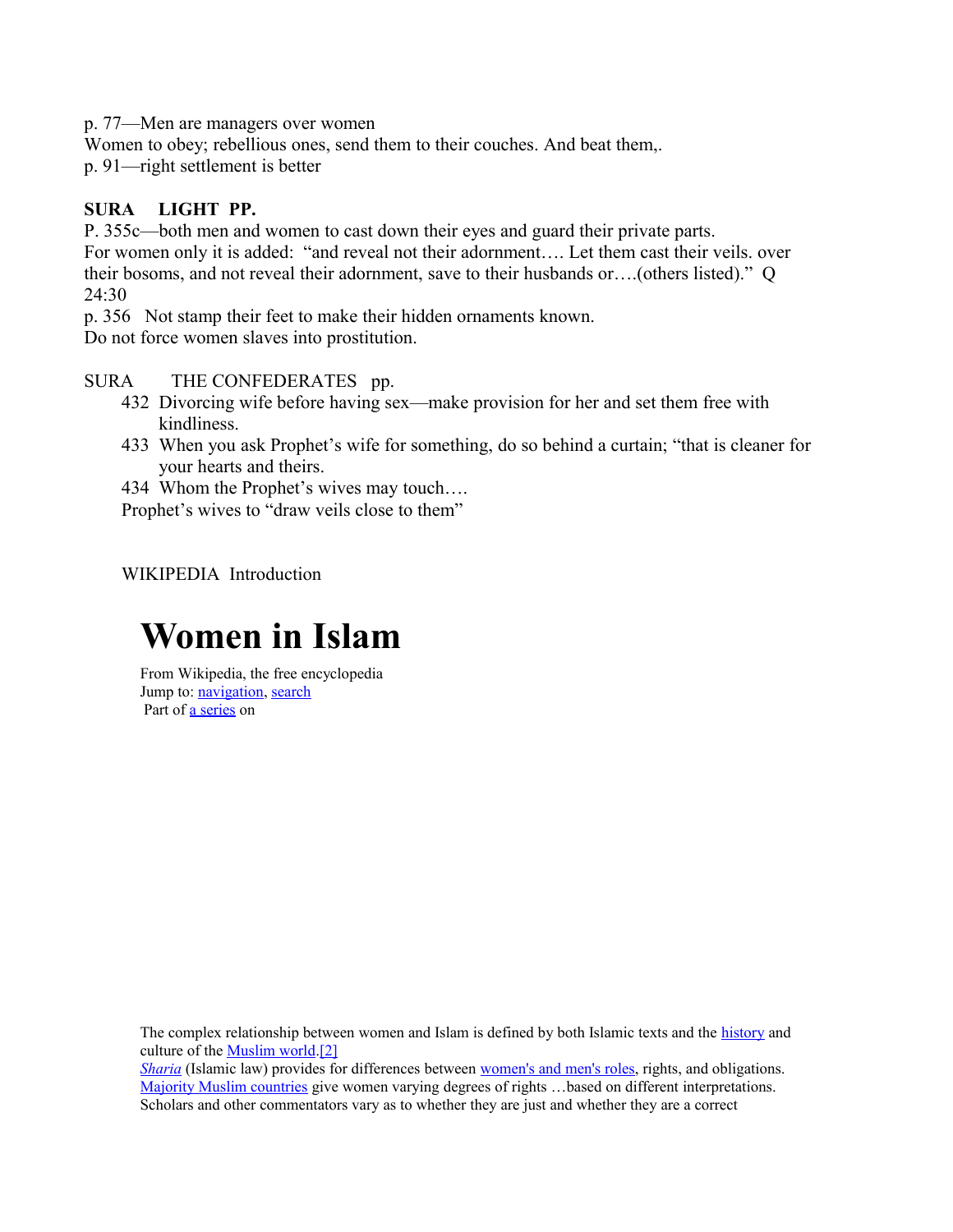p. 77—Men are managers over women
Women to obey; rebellious ones, send them to their couches. And beat them,.
p. 91—right settlement is better

**SURA LIGHT PP.**
P. 355c—both men and women to cast down their eyes and guard their private parts.
For women only it is added: "and reveal not their adornment…. Let them cast their veils. over their bosoms, and not reveal their adornment, save to their husbands or….(others listed)." Q 24:30
p. 356 Not stamp their feet to make their hidden ornaments known.
Do not force women slaves into prostitution.

SURA THE CONFEDERATES pp.

432 Divorcing wife before having sex—make provision for her and set them free with kindliness.
433 When you ask Prophet's wife for something, do so behind a curtain; "that is cleaner for your hearts and theirs.
434 Whom the Prophet's wives may touch….
Prophet's wives to "draw veils close to them"

WIKIPEDIA Introduction

# Women in Islam

From Wikipedia, the free encyclopedia
Jump to: navigation, search
Part of a series on

The complex relationship between women and Islam is defined by both Islamic texts and the history and culture of the Muslim world.[2]
*Sharia* (Islamic law) provides for differences between women's and men's roles, rights, and obligations. Majority Muslim countries give women varying degrees of rights …based on different interpretations. Scholars and other commentators vary as to whether they are just and whether they are a correct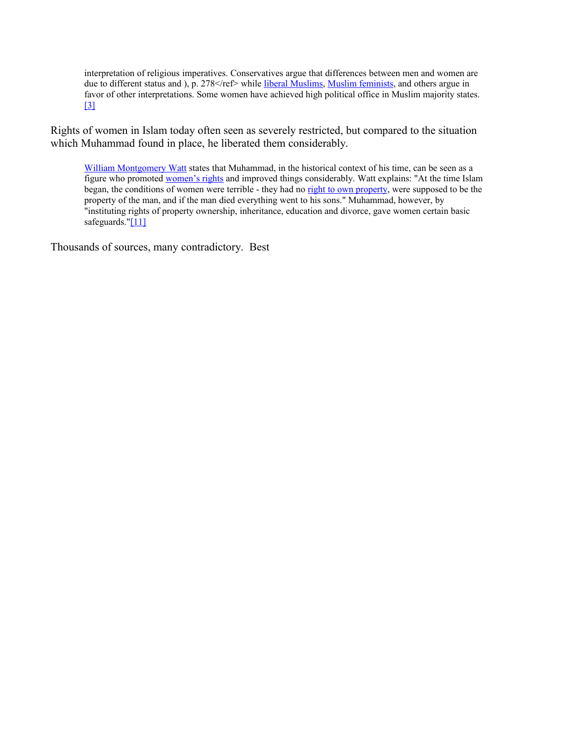> interpretation of religious imperatives. Conservatives argue that differences between men and women are due to different status and ), p. 278</ref> while liberal Muslims, Muslim feminists, and others argue in favor of other interpretations. Some women have achieved high political office in Muslim majority states. [3]

Rights of women in Islam today often seen as severely restricted, but compared to the situation which Muhammad found in place, he liberated them considerably.

> William Montgomery Watt states that Muhammad, in the historical context of his time, can be seen as a figure who promoted women's rights and improved things considerably. Watt explains: "At the time Islam began, the conditions of women were terrible - they had no right to own property, were supposed to be the property of the man, and if the man died everything went to his sons." Muhammad, however, by "instituting rights of property ownership, inheritance, education and divorce, gave women certain basic safeguards."[11]

Thousands of sources, many contradictory.  Best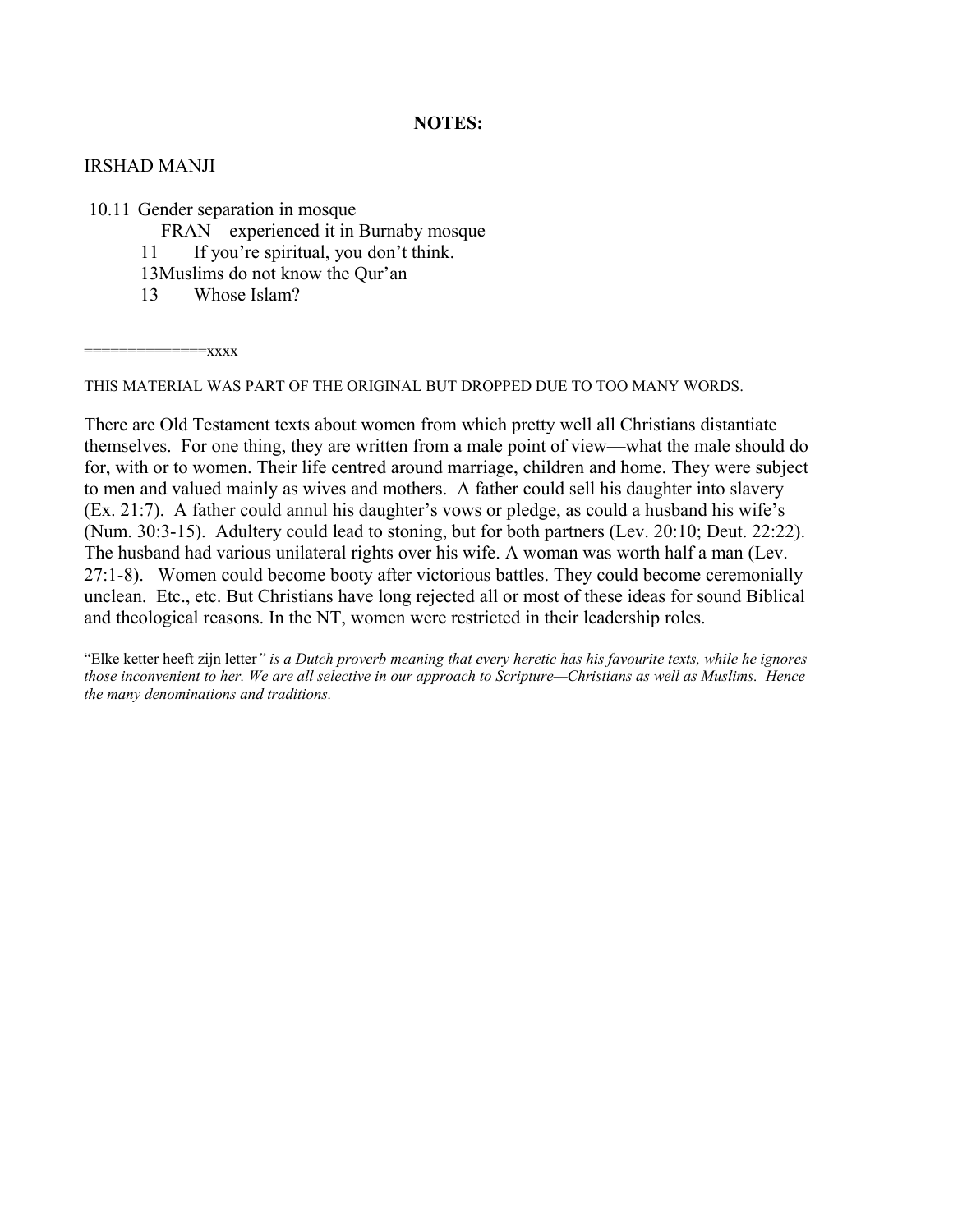**NOTES:**

IRSHAD MANJI

10.11 Gender separation in mosque
    FRAN—experienced it in Burnaby mosque
    11 If you're spiritual, you don't think.
    13Muslims do not know the Qur'an
    13 Whose Islam?

==============xxxx

THIS MATERIAL WAS PART OF THE ORIGINAL BUT DROPPED DUE TO TOO MANY WORDS.

There are Old Testament texts about women from which pretty well all Christians distantiate themselves. For one thing, they are written from a male point of view—what the male should do for, with or to women. Their life centred around marriage, children and home. They were subject to men and valued mainly as wives and mothers. A father could sell his daughter into slavery (Ex. 21:7). A father could annul his daughter's vows or pledge, as could a husband his wife's (Num. 30:3-15). Adultery could lead to stoning, but for both partners (Lev. 20:10; Deut. 22:22). The husband had various unilateral rights over his wife. A woman was worth half a man (Lev. 27:1-8). Women could become booty after victorious battles. They could become ceremonially unclean. Etc., etc. But Christians have long rejected all or most of these ideas for sound Biblical and theological reasons. In the NT, women were restricted in their leadership roles.

"Elke ketter heeft zijn letter*" is a Dutch proverb meaning that every heretic has his favourite texts, while he ignores those inconvenient to her. We are all selective in our approach to Scripture—Christians as well as Muslims. Hence the many denominations and traditions.*